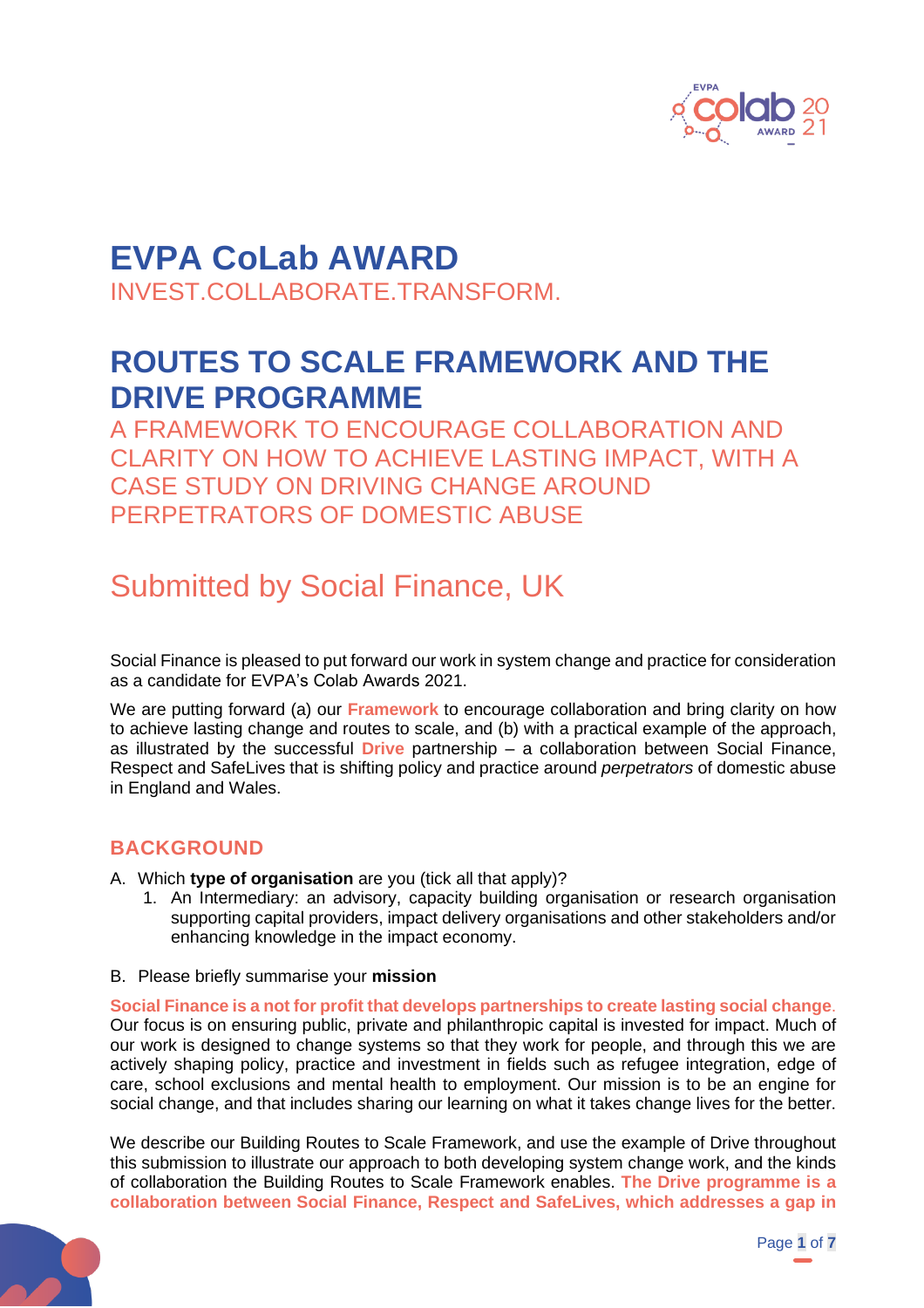# EVPA CoLab AWARD

INVEST.COLLABORATE.TRANSFORM.

# ROUTES TO SCALE FRAMEWORK AND THE DRIVE PROGRAMME

A FRAMEWORK TO ENCOURAGE COLLABORATION AND CLARITY ON HOW TO ACHIEVE LASTING IMPACT, WITH A CASE STUDY ON DRIVING CHANGE AROUND PERPETRATORS OF DOMESTIC ABUSE

## Submitted by Social Finance, UK

Social Finance is pleased to put forward our work in system change and practice for consideration as a candidate for EVPA's Colab Awards 2021.

We are putting forward (a) our **Framework** to encourage collaboration and bring clarity on how to achieve lasting change and routes to scale, and (b) with a practical example of the approach, as illustrated by the successful **Drive** partnership – a collaboration between Social Finance, Respect and SafeLives that is shifting policy and practice around *perpetrators* of domestic abuse in England and Wales.

## BACKGROUND

A. Which **type of organisation** are you (tick all that apply)?

1. An Intermediary: an advisory, capacity building organisation or research organisation supporting capital providers, impact delivery organisations and other stakeholders and/or enhancing knowledge in the impact economy.

B. Please briefly summarise your **mission**

**Social Finance is a not for profit that develops partnerships to create lasting social change**. Our focus is on ensuring public, private and philanthropic capital is invested for impact. Much of our work is designed to change systems so that they work for people, and through this we are actively shaping policy, practice and investment in fields such as refugee integration, edge of care, school exclusions and mental health to employment. Our mission is to be an engine for social change, and that includes sharing our learning on what it takes change lives for the better.

We describe our Building Routes to Scale Framework, and use the example of Drive throughout this submission to illustrate our approach to both developing system change work, and the kinds of collaboration the Building Routes to Scale Framework enables. **The Drive programme is a collaboration between Social Finance, Respect and SafeLives, which addresses a gap in**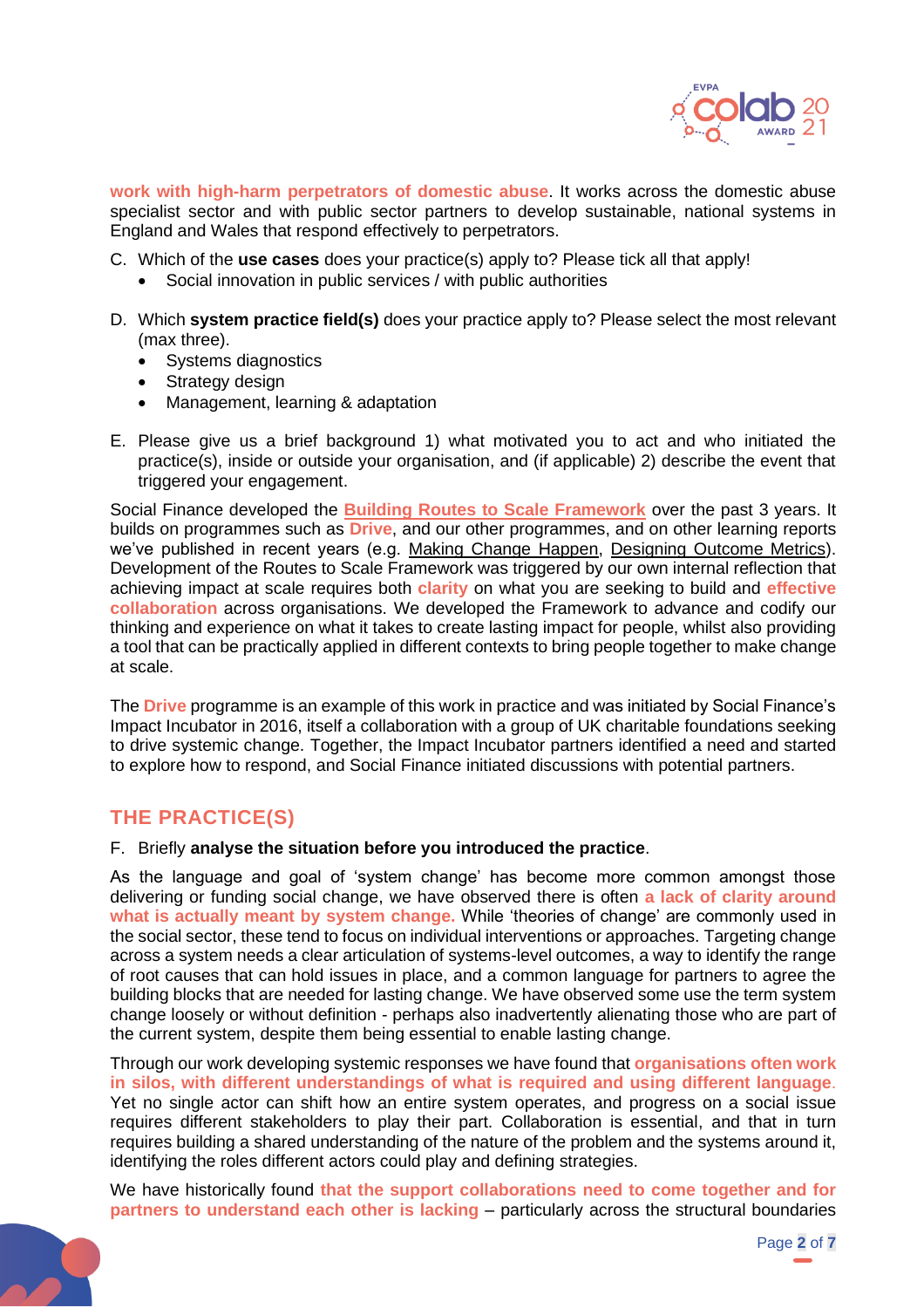**work with high-harm perpetrators of domestic abuse**. It works across the domestic abuse specialist sector and with public sector partners to develop sustainable, national systems in England and Wales that respond effectively to perpetrators.

C. Which of the **use cases** does your practice(s) apply to? Please tick all that apply!
   - Social innovation in public services / with public authorities

D. Which **system practice field(s)** does your practice apply to? Please select the most relevant (max three).
   - Systems diagnostics
   - Strategy design
   - Management, learning & adaptation

E. Please give us a brief background 1) what motivated you to act and who initiated the practice(s), inside or outside your organisation, and (if applicable) 2) describe the event that triggered your engagement.

Social Finance developed the **Building Routes to Scale Framework** over the past 3 years. It builds on programmes such as **Drive**, and our other programmes, and on other learning reports we've published in recent years (e.g. Making Change Happen, Designing Outcome Metrics). Development of the Routes to Scale Framework was triggered by our own internal reflection that achieving impact at scale requires both **clarity** on what you are seeking to build and **effective collaboration** across organisations. We developed the Framework to advance and codify our thinking and experience on what it takes to create lasting impact for people, whilst also providing a tool that can be practically applied in different contexts to bring people together to make change at scale.

The **Drive** programme is an example of this work in practice and was initiated by Social Finance's Impact Incubator in 2016, itself a collaboration with a group of UK charitable foundations seeking to drive systemic change. Together, the Impact Incubator partners identified a need and started to explore how to respond, and Social Finance initiated discussions with potential partners.

## THE PRACTICE(S)

F. Briefly **analyse the situation before you introduced the practice**.

As the language and goal of 'system change' has become more common amongst those delivering or funding social change, we have observed there is often **a lack of clarity around what is actually meant by system change.** While 'theories of change' are commonly used in the social sector, these tend to focus on individual interventions or approaches. Targeting change across a system needs a clear articulation of systems-level outcomes, a way to identify the range of root causes that can hold issues in place, and a common language for partners to agree the building blocks that are needed for lasting change. We have observed some use the term system change loosely or without definition - perhaps also inadvertently alienating those who are part of the current system, despite them being essential to enable lasting change.

Through our work developing systemic responses we have found that **organisations often work in silos, with different understandings of what is required and using different language**. Yet no single actor can shift how an entire system operates, and progress on a social issue requires different stakeholders to play their part. Collaboration is essential, and that in turn requires building a shared understanding of the nature of the problem and the systems around it, identifying the roles different actors could play and defining strategies.

We have historically found **that the support collaborations need to come together and for partners to understand each other is lacking** – particularly across the structural boundaries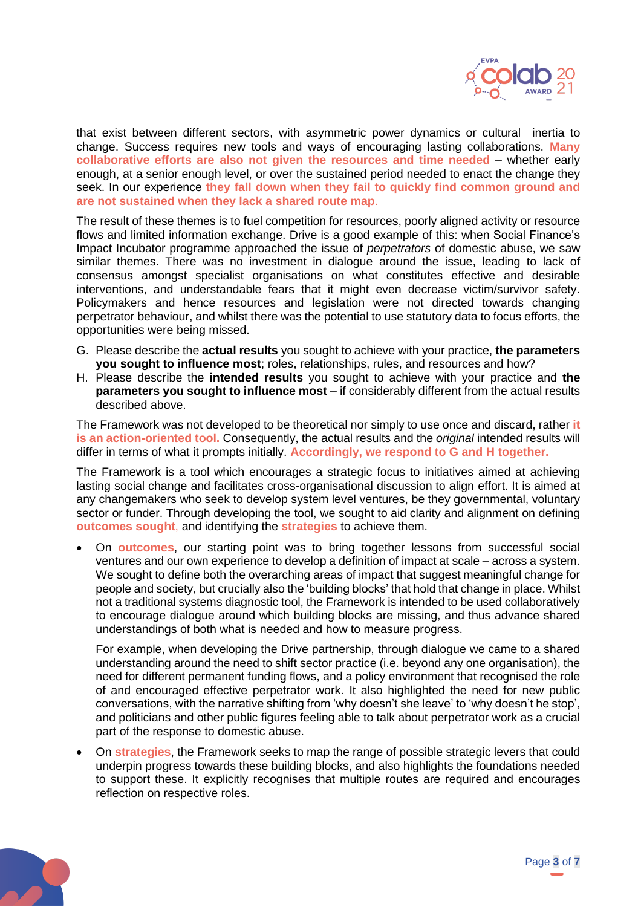that exist between different sectors, with asymmetric power dynamics or cultural inertia to change. Success requires new tools and ways of encouraging lasting collaborations. **Many collaborative efforts are also not given the resources and time needed** – whether early enough, at a senior enough level, or over the sustained period needed to enact the change they seek. In our experience **they fall down when they fail to quickly find common ground and are not sustained when they lack a shared route map**.

The result of these themes is to fuel competition for resources, poorly aligned activity or resource flows and limited information exchange. Drive is a good example of this: when Social Finance's Impact Incubator programme approached the issue of *perpetrators* of domestic abuse, we saw similar themes. There was no investment in dialogue around the issue, leading to lack of consensus amongst specialist organisations on what constitutes effective and desirable interventions, and understandable fears that it might even decrease victim/survivor safety. Policymakers and hence resources and legislation were not directed towards changing perpetrator behaviour, and whilst there was the potential to use statutory data to focus efforts, the opportunities were being missed.

G. Please describe the **actual results** you sought to achieve with your practice, **the parameters you sought to influence most**; roles, relationships, rules, and resources and how?
H. Please describe the **intended results** you sought to achieve with your practice and **the parameters you sought to influence most** – if considerably different from the actual results described above.

The Framework was not developed to be theoretical nor simply to use once and discard, rather **it is an action-oriented tool.** Consequently, the actual results and the *original* intended results will differ in terms of what it prompts initially. **Accordingly, we respond to G and H together.**

The Framework is a tool which encourages a strategic focus to initiatives aimed at achieving lasting social change and facilitates cross-organisational discussion to align effort. It is aimed at any changemakers who seek to develop system level ventures, be they governmental, voluntary sector or funder. Through developing the tool, we sought to aid clarity and alignment on defining **outcomes sought**, and identifying the **strategies** to achieve them.

- On **outcomes**, our starting point was to bring together lessons from successful social ventures and our own experience to develop a definition of impact at scale – across a system. We sought to define both the overarching areas of impact that suggest meaningful change for people and society, but crucially also the 'building blocks' that hold that change in place. Whilst not a traditional systems diagnostic tool, the Framework is intended to be used collaboratively to encourage dialogue around which building blocks are missing, and thus advance shared understandings of both what is needed and how to measure progress.

  For example, when developing the Drive partnership, through dialogue we came to a shared understanding around the need to shift sector practice (i.e. beyond any one organisation), the need for different permanent funding flows, and a policy environment that recognised the role of and encouraged effective perpetrator work. It also highlighted the need for new public conversations, with the narrative shifting from 'why doesn't she leave' to 'why doesn't he stop', and politicians and other public figures feeling able to talk about perpetrator work as a crucial part of the response to domestic abuse.

- On **strategies**, the Framework seeks to map the range of possible strategic levers that could underpin progress towards these building blocks, and also highlights the foundations needed to support these. It explicitly recognises that multiple routes are required and encourages reflection on respective roles.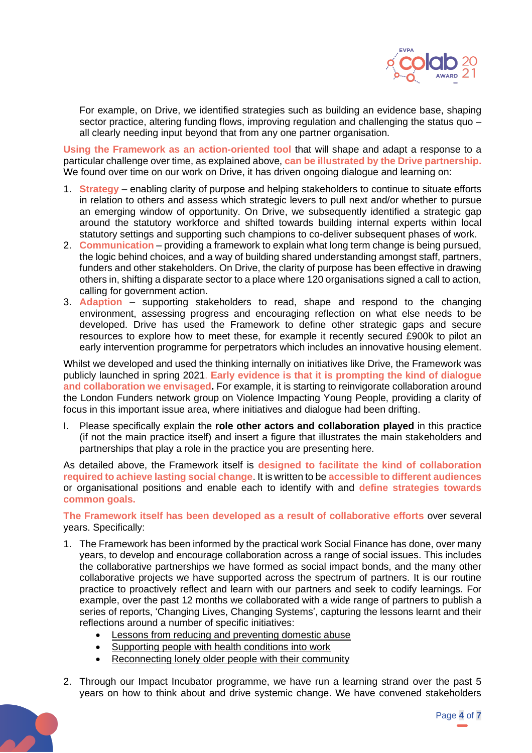For example, on Drive, we identified strategies such as building an evidence base, shaping sector practice, altering funding flows, improving regulation and challenging the status quo – all clearly needing input beyond that from any one partner organisation.

**Using the Framework as an action-oriented tool** that will shape and adapt a response to a particular challenge over time, as explained above, **can be illustrated by the Drive partnership.** We found over time on our work on Drive, it has driven ongoing dialogue and learning on:

1. **Strategy** – enabling clarity of purpose and helping stakeholders to continue to situate efforts in relation to others and assess which strategic levers to pull next and/or whether to pursue an emerging window of opportunity. On Drive, we subsequently identified a strategic gap around the statutory workforce and shifted towards building internal experts within local statutory settings and supporting such champions to co-deliver subsequent phases of work.
2. **Communication** – providing a framework to explain what long term change is being pursued, the logic behind choices, and a way of building shared understanding amongst staff, partners, funders and other stakeholders. On Drive, the clarity of purpose has been effective in drawing others in, shifting a disparate sector to a place where 120 organisations signed a call to action, calling for government action.
3. **Adaption** – supporting stakeholders to read, shape and respond to the changing environment, assessing progress and encouraging reflection on what else needs to be developed. Drive has used the Framework to define other strategic gaps and secure resources to explore how to meet these, for example it recently secured £900k to pilot an early intervention programme for perpetrators which includes an innovative housing element.

Whilst we developed and used the thinking internally on initiatives like Drive, the Framework was publicly launched in spring 2021. **Early evidence is that it is prompting the kind of dialogue and collaboration we envisaged.** For example, it is starting to reinvigorate collaboration around the London Funders network group on Violence Impacting Young People, providing a clarity of focus in this important issue area, where initiatives and dialogue had been drifting.

I. Please specifically explain the **role other actors and collaboration played** in this practice (if not the main practice itself) and insert a figure that illustrates the main stakeholders and partnerships that play a role in the practice you are presenting here.

As detailed above, the Framework itself is **designed to facilitate the kind of collaboration required to achieve lasting social change**. It is written to be **accessible to different audiences** or organisational positions and enable each to identify with and **define strategies towards common goals.**

**The Framework itself has been developed as a result of collaborative efforts** over several years. Specifically:

1. The Framework has been informed by the practical work Social Finance has done, over many years, to develop and encourage collaboration across a range of social issues. This includes the collaborative partnerships we have formed as social impact bonds, and the many other collaborative projects we have supported across the spectrum of partners. It is our routine practice to proactively reflect and learn with our partners and seek to codify learnings. For example, over the past 12 months we collaborated with a wide range of partners to publish a series of reports, 'Changing Lives, Changing Systems', capturing the lessons learnt and their reflections around a number of specific initiatives:
   - Lessons from reducing and preventing domestic abuse
   - Supporting people with health conditions into work
   - Reconnecting lonely older people with their community
2. Through our Impact Incubator programme, we have run a learning strand over the past 5 years on how to think about and drive systemic change. We have convened stakeholders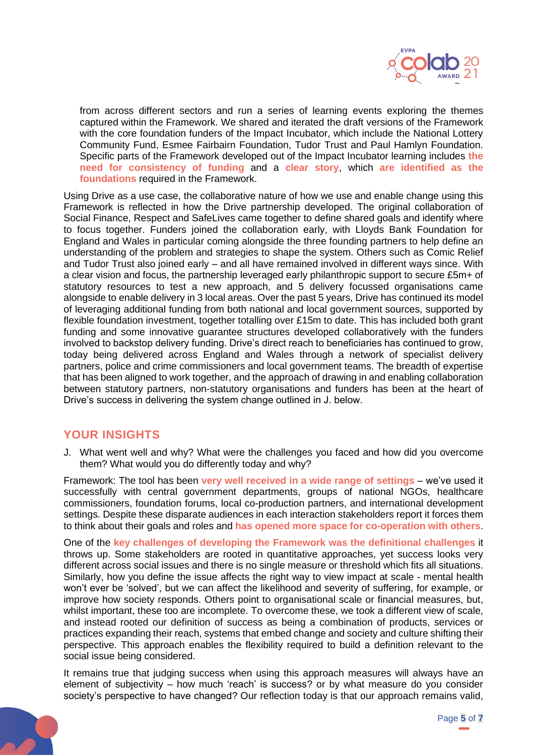from across different sectors and run a series of learning events exploring the themes captured within the Framework. We shared and iterated the draft versions of the Framework with the core foundation funders of the Impact Incubator, which include the National Lottery Community Fund, Esmee Fairbairn Foundation, Tudor Trust and Paul Hamlyn Foundation. Specific parts of the Framework developed out of the Impact Incubator learning includes **the need for consistency of funding** and a **clear story**, which **are identified as the foundations** required in the Framework.

Using Drive as a use case, the collaborative nature of how we use and enable change using this Framework is reflected in how the Drive partnership developed. The original collaboration of Social Finance, Respect and SafeLives came together to define shared goals and identify where to focus together. Funders joined the collaboration early, with Lloyds Bank Foundation for England and Wales in particular coming alongside the three founding partners to help define an understanding of the problem and strategies to shape the system. Others such as Comic Relief and Tudor Trust also joined early – and all have remained involved in different ways since. With a clear vision and focus, the partnership leveraged early philanthropic support to secure £5m+ of statutory resources to test a new approach, and 5 delivery focussed organisations came alongside to enable delivery in 3 local areas. Over the past 5 years, Drive has continued its model of leveraging additional funding from both national and local government sources, supported by flexible foundation investment, together totalling over £15m to date. This has included both grant funding and some innovative guarantee structures developed collaboratively with the funders involved to backstop delivery funding. Drive's direct reach to beneficiaries has continued to grow, today being delivered across England and Wales through a network of specialist delivery partners, police and crime commissioners and local government teams. The breadth of expertise that has been aligned to work together, and the approach of drawing in and enabling collaboration between statutory partners, non-statutory organisations and funders has been at the heart of Drive's success in delivering the system change outlined in J. below.

## YOUR INSIGHTS

J. What went well and why? What were the challenges you faced and how did you overcome them? What would you do differently today and why?

Framework: The tool has been **very well received in a wide range of settings** – we've used it successfully with central government departments, groups of national NGOs, healthcare commissioners, foundation forums, local co-production partners, and international development settings. Despite these disparate audiences in each interaction stakeholders report it forces them to think about their goals and roles and **has opened more space for co-operation with others**.

One of the **key challenges of developing the Framework was the definitional challenges** it throws up. Some stakeholders are rooted in quantitative approaches, yet success looks very different across social issues and there is no single measure or threshold which fits all situations. Similarly, how you define the issue affects the right way to view impact at scale - mental health won't ever be 'solved', but we can affect the likelihood and severity of suffering, for example, or improve how society responds. Others point to organisational scale or financial measures, but, whilst important, these too are incomplete. To overcome these, we took a different view of scale, and instead rooted our definition of success as being a combination of products, services or practices expanding their reach, systems that embed change and society and culture shifting their perspective. This approach enables the flexibility required to build a definition relevant to the social issue being considered.

It remains true that judging success when using this approach measures will always have an element of subjectivity – how much 'reach' is success? or by what measure do you consider society's perspective to have changed? Our reflection today is that our approach remains valid,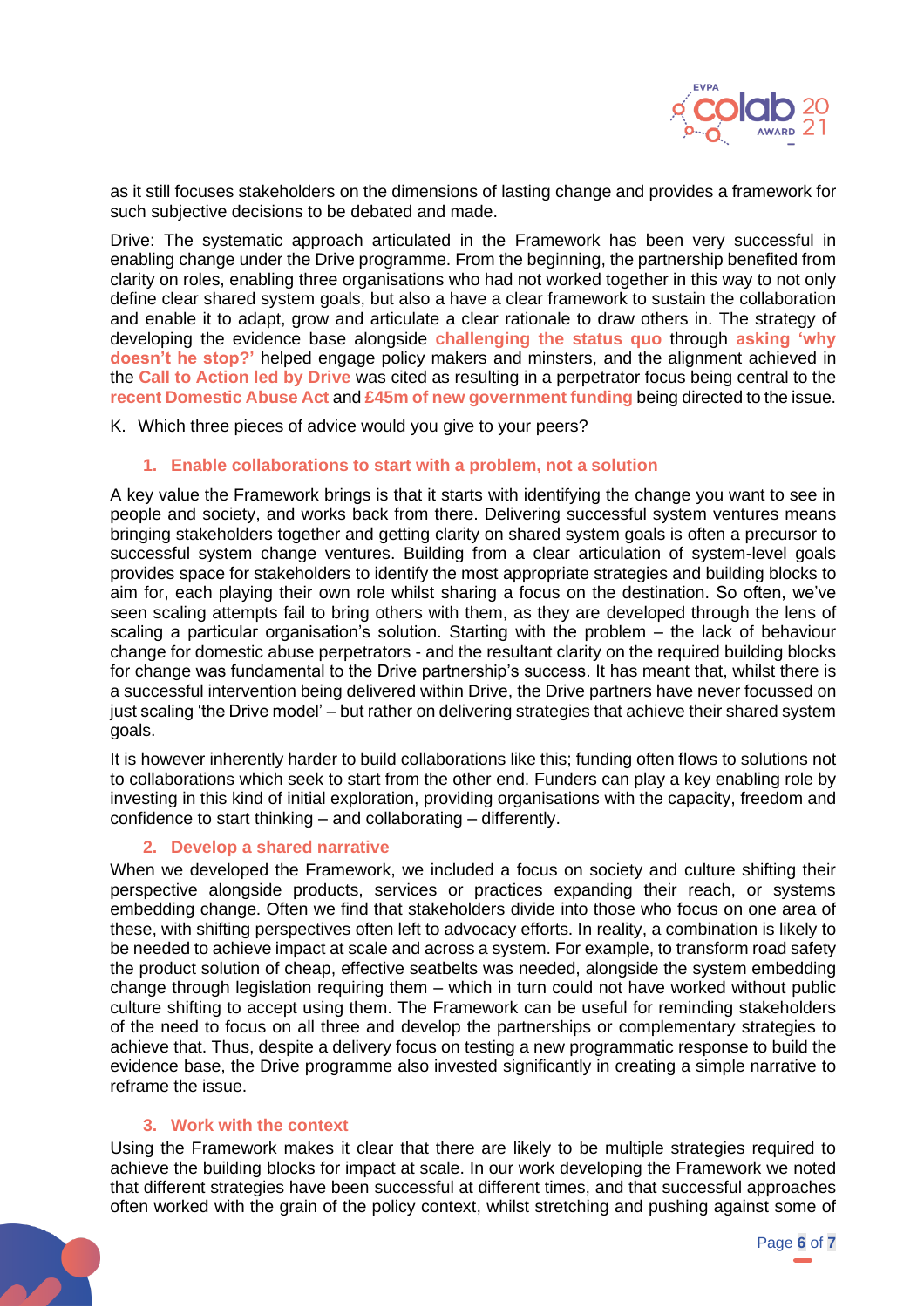as it still focuses stakeholders on the dimensions of lasting change and provides a framework for such subjective decisions to be debated and made.

Drive: The systematic approach articulated in the Framework has been very successful in enabling change under the Drive programme. From the beginning, the partnership benefited from clarity on roles, enabling three organisations who had not worked together in this way to not only define clear shared system goals, but also a have a clear framework to sustain the collaboration and enable it to adapt, grow and articulate a clear rationale to draw others in. The strategy of developing the evidence base alongside **challenging the status quo** through **asking 'why doesn't he stop?'** helped engage policy makers and minsters, and the alignment achieved in the **Call to Action led by Drive** was cited as resulting in a perpetrator focus being central to the **recent Domestic Abuse Act** and **£45m of new government funding** being directed to the issue.

K. Which three pieces of advice would you give to your peers?

### 1. Enable collaborations to start with a problem, not a solution

A key value the Framework brings is that it starts with identifying the change you want to see in people and society, and works back from there. Delivering successful system ventures means bringing stakeholders together and getting clarity on shared system goals is often a precursor to successful system change ventures. Building from a clear articulation of system-level goals provides space for stakeholders to identify the most appropriate strategies and building blocks to aim for, each playing their own role whilst sharing a focus on the destination. So often, we've seen scaling attempts fail to bring others with them, as they are developed through the lens of scaling a particular organisation's solution. Starting with the problem – the lack of behaviour change for domestic abuse perpetrators - and the resultant clarity on the required building blocks for change was fundamental to the Drive partnership's success. It has meant that, whilst there is a successful intervention being delivered within Drive, the Drive partners have never focussed on just scaling 'the Drive model' – but rather on delivering strategies that achieve their shared system goals.

It is however inherently harder to build collaborations like this; funding often flows to solutions not to collaborations which seek to start from the other end. Funders can play a key enabling role by investing in this kind of initial exploration, providing organisations with the capacity, freedom and confidence to start thinking – and collaborating – differently.

### 2. Develop a shared narrative

When we developed the Framework, we included a focus on society and culture shifting their perspective alongside products, services or practices expanding their reach, or systems embedding change. Often we find that stakeholders divide into those who focus on one area of these, with shifting perspectives often left to advocacy efforts. In reality, a combination is likely to be needed to achieve impact at scale and across a system. For example, to transform road safety the product solution of cheap, effective seatbelts was needed, alongside the system embedding change through legislation requiring them – which in turn could not have worked without public culture shifting to accept using them. The Framework can be useful for reminding stakeholders of the need to focus on all three and develop the partnerships or complementary strategies to achieve that. Thus, despite a delivery focus on testing a new programmatic response to build the evidence base, the Drive programme also invested significantly in creating a simple narrative to reframe the issue.

### 3. Work with the context

Using the Framework makes it clear that there are likely to be multiple strategies required to achieve the building blocks for impact at scale. In our work developing the Framework we noted that different strategies have been successful at different times, and that successful approaches often worked with the grain of the policy context, whilst stretching and pushing against some of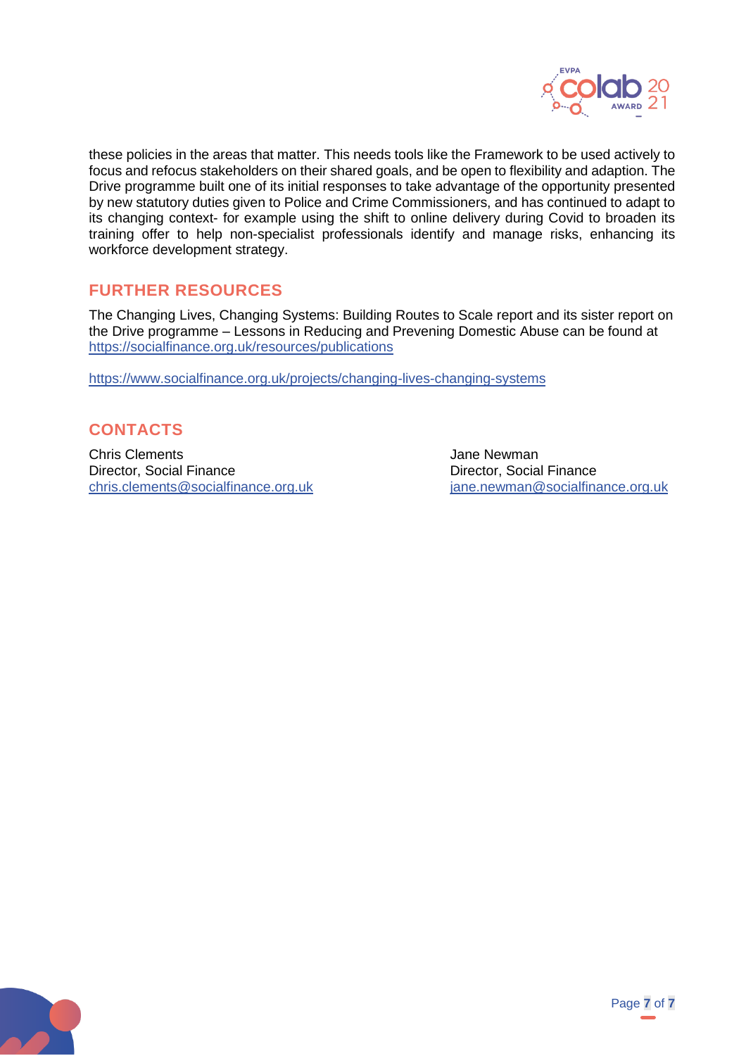these policies in the areas that matter. This needs tools like the Framework to be used actively to focus and refocus stakeholders on their shared goals, and be open to flexibility and adaption. The Drive programme built one of its initial responses to take advantage of the opportunity presented by new statutory duties given to Police and Crime Commissioners, and has continued to adapt to its changing context- for example using the shift to online delivery during Covid to broaden its training offer to help non-specialist professionals identify and manage risks, enhancing its workforce development strategy.

## FURTHER RESOURCES

The Changing Lives, Changing Systems: Building Routes to Scale report and its sister report on the Drive programme – Lessons in Reducing and Prevening Domestic Abuse can be found at https://socialfinance.org.uk/resources/publications

https://www.socialfinance.org.uk/projects/changing-lives-changing-systems

## CONTACTS

Chris Clements
Director, Social Finance
chris.clements@socialfinance.org.uk

Jane Newman
Director, Social Finance
jane.newman@socialfinance.org.uk